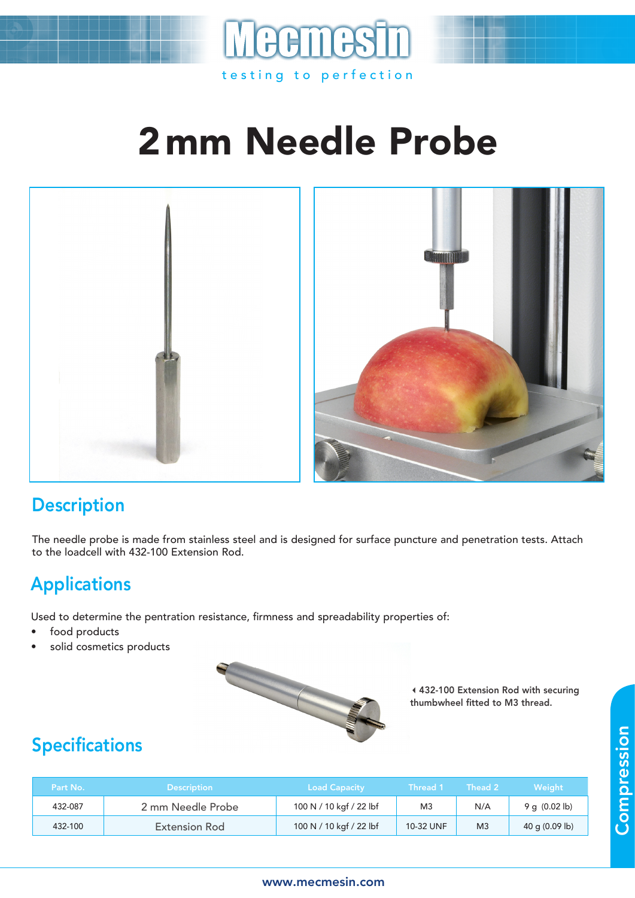# 2 mm Needle Probe

## Description

The needle probe is made from stainless steel and is designed for surface puncture and penetration tests. Attach to the loadcell with 432-100 Extension Rod.

## Applications

Used to determine the pentration resistance, firmness and spreadability properties of:

- food products
- solid cosmetics products

432-100 Extension Rod with securing thumbwheel fitted to M3 thread.

## Specifications

| Part No. | Description | Load Capacity | Thread 1 | Thead 2 | Weight |
|---|---|---|---|---|---|
| 432-087 | 2 mm Needle Probe | 100 N / 10 kgf / 22 lbf | M3 | N/A | 9 g (0.02 lb) |
| 432-100 | Extension Rod | 100 N / 10 kgf / 22 lbf | 10-32 UNF | M3 | 40 g (0.09 lb) |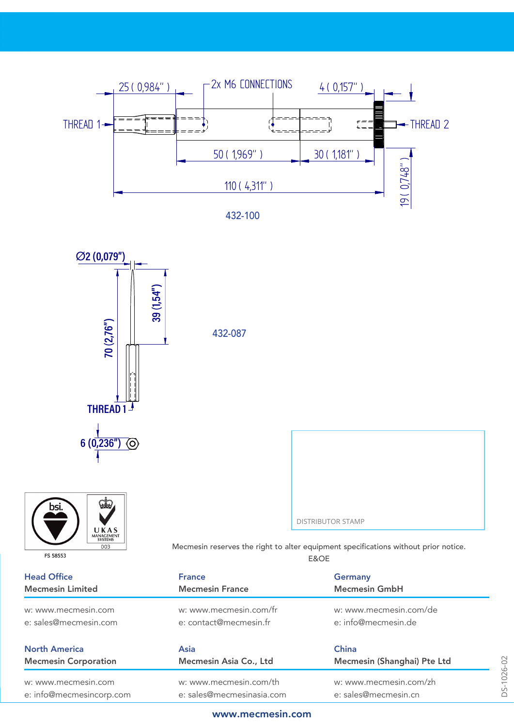25 ( 0,984" )

2x M6 CONNECTIONS

4 ( 0,157" )

THREAD 1

THREAD 2

50 ( 1,969" )

30 ( 1,181" )

110 ( 4,311" )

19 ( 0,748" )

432-100

Ø2 (0,079")

39 (1,54")

70 (2,76")

THREAD 1

6 (0,236")

432-087

FS 58553

UKAS MANAGEMENT SYSTEMS 003

DISTRIBUTOR STAMP

Mecmesin reserves the right to alter equipment specifications without prior notice.
E&OE

**Head Office**
**Mecmesin Limited**

w: www.mecmesin.com
e: sales@mecmesin.com

**France**
**Mecmesin France**

w: www.mecmesin.com/fr
e: contact@mecmesin.fr

**Germany**
**Mecmesin GmbH**

w: www.mecmesin.com/de
e: info@mecmesin.de

**North America**
**Mecmesin Corporation**

w: www.mecmesin.com
e: info@mecmesincorp.com

**Asia**
**Mecmesin Asia Co., Ltd**

w: www.mecmesin.com/th
e: sales@mecmesinasia.com

**China**
**Mecmesin (Shanghai) Pte Ltd**

w: www.mecmesin.com/zh
e: sales@mecmesin.cn

DS-1026-02

**www.mecmesin.com**